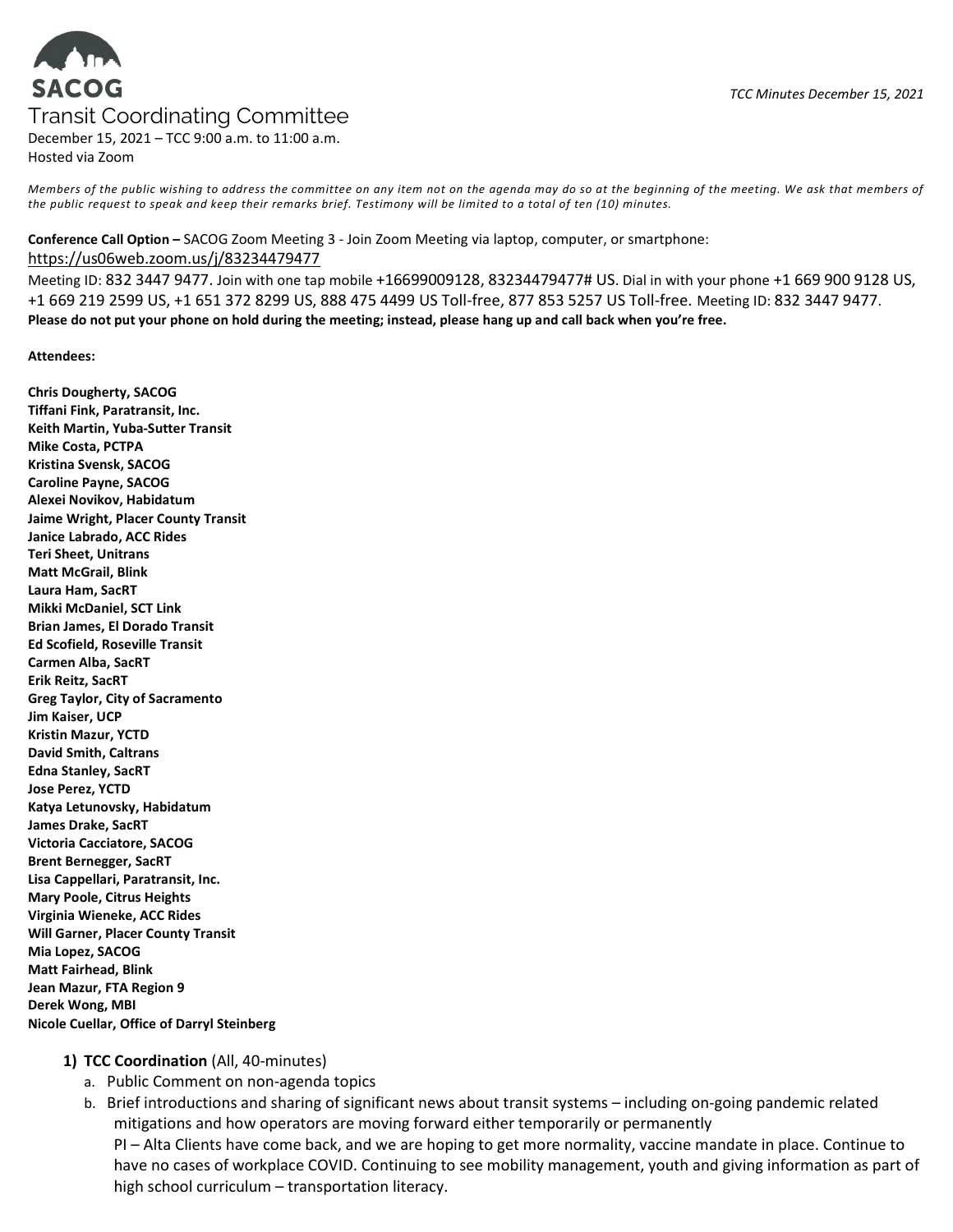SACOG

# Transit Coordinating Committee

December 15, 2021 – TCC 9:00 a.m. to 11:00 a.m.
Hosted via Zoom

*Members of the public wishing to address the committee on any item not on the agenda may do so at the beginning of the meeting. We ask that members of the public request to speak and keep their remarks brief. Testimony will be limited to a total of ten (10) minutes.*

**Conference Call Option –** SACOG Zoom Meeting 3 - Join Zoom Meeting via laptop, computer, or smartphone:
https://us06web.zoom.us/j/83234479477
Meeting ID: 832 3447 9477. Join with one tap mobile +16699009128, 83234479477# US. Dial in with your phone +1 669 900 9128 US, +1 669 219 2599 US, +1 651 372 8299 US, 888 475 4499 US Toll-free, 877 853 5257 US Toll-free. Meeting ID: 832 3447 9477.
**Please do not put your phone on hold during the meeting; instead, please hang up and call back when you're free.**

**Attendees:**

**Chris Dougherty, SACOG**
**Tiffani Fink, Paratransit, Inc.**
**Keith Martin, Yuba-Sutter Transit**
**Mike Costa, PCTPA**
**Kristina Svensk, SACOG**
**Caroline Payne, SACOG**
**Alexei Novikov, Habidatum**
**Jaime Wright, Placer County Transit**
**Janice Labrado, ACC Rides**
**Teri Sheet, Unitrans**
**Matt McGrail, Blink**
**Laura Ham, SacRT**
**Mikki McDaniel, SCT Link**
**Brian James, El Dorado Transit**
**Ed Scofield, Roseville Transit**
**Carmen Alba, SacRT**
**Erik Reitz, SacRT**
**Greg Taylor, City of Sacramento**
**Jim Kaiser, UCP**
**Kristin Mazur, YCTD**
**David Smith, Caltrans**
**Edna Stanley, SacRT**
**Jose Perez, YCTD**
**Katya Letunovsky, Habidatum**
**James Drake, SacRT**
**Victoria Cacciatore, SACOG**
**Brent Bernegger, SacRT**
**Lisa Cappellari, Paratransit, Inc.**
**Mary Poole, Citrus Heights**
**Virginia Wieneke, ACC Rides**
**Will Garner, Placer County Transit**
**Mia Lopez, SACOG**
**Matt Fairhead, Blink**
**Jean Mazur, FTA Region 9**
**Derek Wong, MBI**
**Nicole Cuellar, Office of Darryl Steinberg**

1) **TCC Coordination** (All, 40-minutes)
   a. Public Comment on non-agenda topics
   b. Brief introductions and sharing of significant news about transit systems – including on-going pandemic related mitigations and how operators are moving forward either temporarily or permanently
      PI – Alta Clients have come back, and we are hoping to get more normality, vaccine mandate in place. Continue to have no cases of workplace COVID. Continuing to see mobility management, youth and giving information as part of high school curriculum – transportation literacy.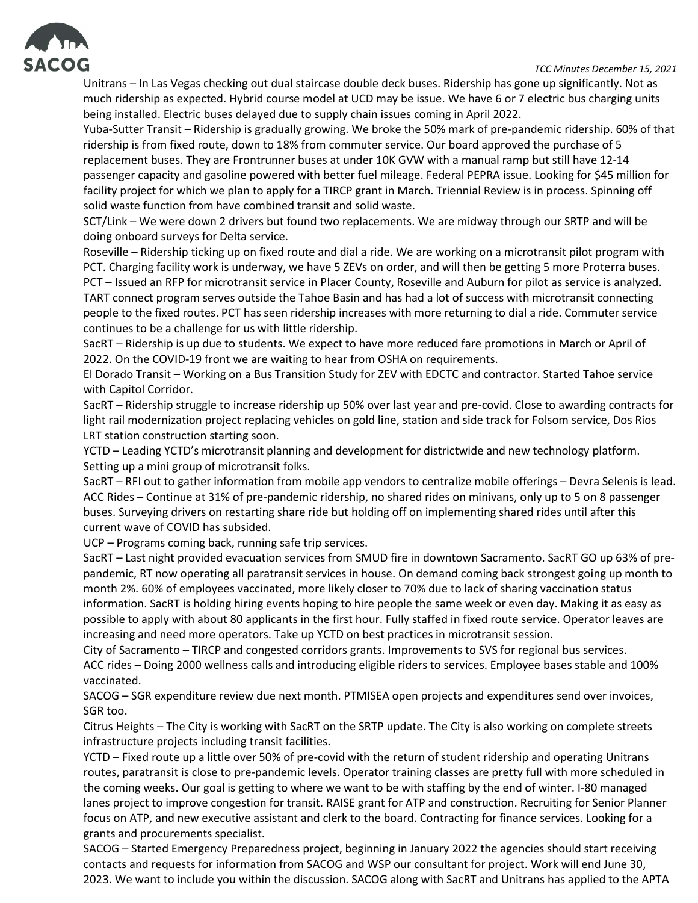Unitrans – In Las Vegas checking out dual staircase double deck buses. Ridership has gone up significantly. Not as much ridership as expected. Hybrid course model at UCD may be issue. We have 6 or 7 electric bus charging units being installed. Electric buses delayed due to supply chain issues coming in April 2022.

Yuba-Sutter Transit – Ridership is gradually growing. We broke the 50% mark of pre-pandemic ridership. 60% of that ridership is from fixed route, down to 18% from commuter service. Our board approved the purchase of 5 replacement buses. They are Frontrunner buses at under 10K GVW with a manual ramp but still have 12-14 passenger capacity and gasoline powered with better fuel mileage. Federal PEPRA issue. Looking for $45 million for facility project for which we plan to apply for a TIRCP grant in March. Triennial Review is in process. Spinning off solid waste function from have combined transit and solid waste.

SCT/Link – We were down 2 drivers but found two replacements. We are midway through our SRTP and will be doing onboard surveys for Delta service.

Roseville – Ridership ticking up on fixed route and dial a ride. We are working on a microtransit pilot program with PCT. Charging facility work is underway, we have 5 ZEVs on order, and will then be getting 5 more Proterra buses.

PCT – Issued an RFP for microtransit service in Placer County, Roseville and Auburn for pilot as service is analyzed. TART connect program serves outside the Tahoe Basin and has had a lot of success with microtransit connecting people to the fixed routes. PCT has seen ridership increases with more returning to dial a ride. Commuter service continues to be a challenge for us with little ridership.

SacRT – Ridership is up due to students. We expect to have more reduced fare promotions in March or April of 2022. On the COVID-19 front we are waiting to hear from OSHA on requirements.

El Dorado Transit – Working on a Bus Transition Study for ZEV with EDCTC and contractor. Started Tahoe service with Capitol Corridor.

SacRT – Ridership struggle to increase ridership up 50% over last year and pre-covid. Close to awarding contracts for light rail modernization project replacing vehicles on gold line, station and side track for Folsom service, Dos Rios LRT station construction starting soon.

YCTD – Leading YCTD's microtransit planning and development for districtwide and new technology platform. Setting up a mini group of microtransit folks.

SacRT – RFI out to gather information from mobile app vendors to centralize mobile offerings – Devra Selenis is lead.

ACC Rides – Continue at 31% of pre-pandemic ridership, no shared rides on minivans, only up to 5 on 8 passenger buses. Surveying drivers on restarting share ride but holding off on implementing shared rides until after this current wave of COVID has subsided.

UCP – Programs coming back, running safe trip services.

SacRT – Last night provided evacuation services from SMUD fire in downtown Sacramento. SacRT GO up 63% of pre-pandemic, RT now operating all paratransit services in house. On demand coming back strongest going up month to month 2%. 60% of employees vaccinated, more likely closer to 70% due to lack of sharing vaccination status information. SacRT is holding hiring events hoping to hire people the same week or even day. Making it as easy as possible to apply with about 80 applicants in the first hour. Fully staffed in fixed route service. Operator leaves are increasing and need more operators. Take up YCTD on best practices in microtransit session.

City of Sacramento – TIRCP and congested corridors grants. Improvements to SVS for regional bus services.

ACC rides – Doing 2000 wellness calls and introducing eligible riders to services. Employee bases stable and 100% vaccinated.

SACOG – SGR expenditure review due next month. PTMISEA open projects and expenditures send over invoices, SGR too.

Citrus Heights – The City is working with SacRT on the SRTP update. The City is also working on complete streets infrastructure projects including transit facilities.

YCTD – Fixed route up a little over 50% of pre-covid with the return of student ridership and operating Unitrans routes, paratransit is close to pre-pandemic levels. Operator training classes are pretty full with more scheduled in the coming weeks. Our goal is getting to where we want to be with staffing by the end of winter. I-80 managed lanes project to improve congestion for transit. RAISE grant for ATP and construction. Recruiting for Senior Planner focus on ATP, and new executive assistant and clerk to the board. Contracting for finance services. Looking for a grants and procurements specialist.

SACOG – Started Emergency Preparedness project, beginning in January 2022 the agencies should start receiving contacts and requests for information from SACOG and WSP our consultant for project. Work will end June 30, 2023. We want to include you within the discussion. SACOG along with SacRT and Unitrans has applied to the APTA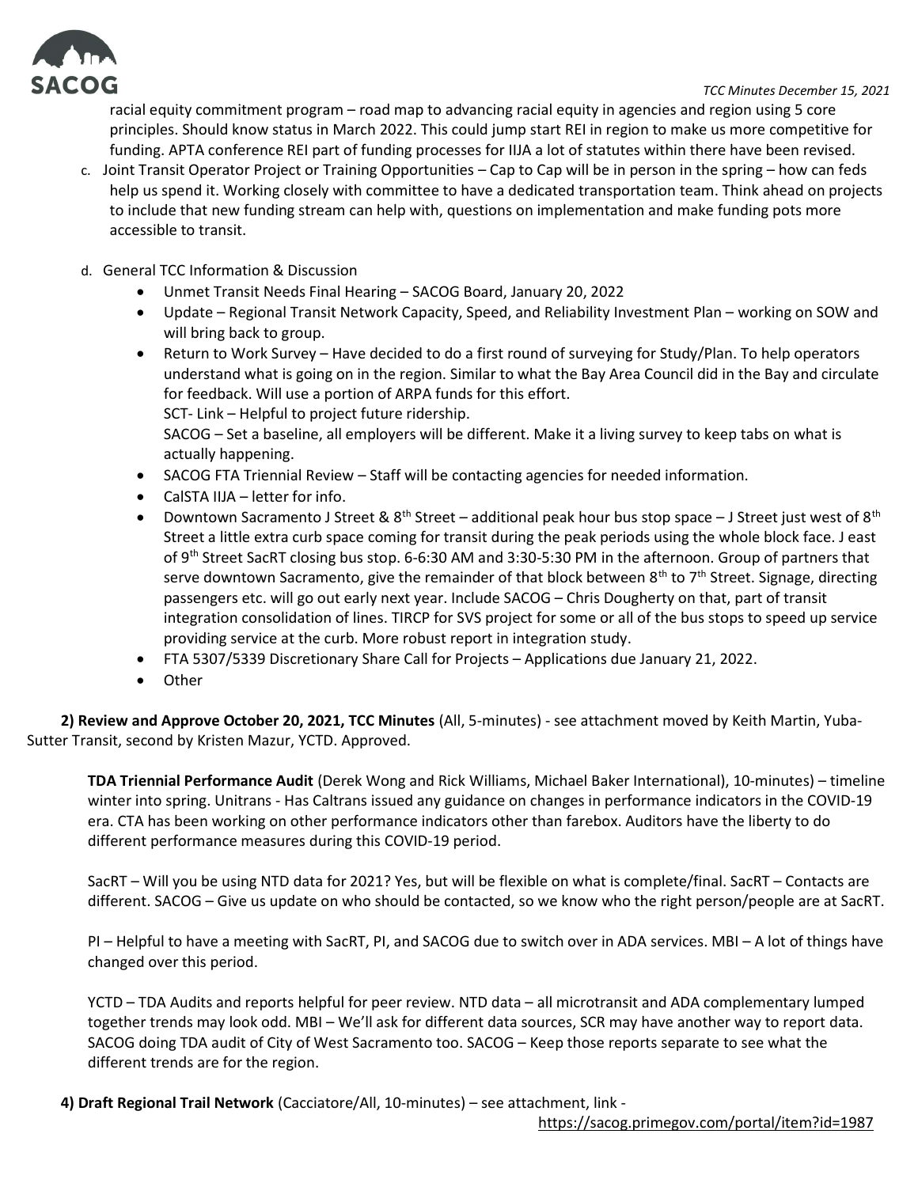racial equity commitment program – road map to advancing racial equity in agencies and region using 5 core principles. Should know status in March 2022. This could jump start REI in region to make us more competitive for funding. APTA conference REI part of funding processes for IIJA a lot of statutes within there have been revised.

c. Joint Transit Operator Project or Training Opportunities – Cap to Cap will be in person in the spring – how can feds help us spend it. Working closely with committee to have a dedicated transportation team. Think ahead on projects to include that new funding stream can help with, questions on implementation and make funding pots more accessible to transit.

d. General TCC Information & Discussion
   - Unmet Transit Needs Final Hearing – SACOG Board, January 20, 2022
   - Update – Regional Transit Network Capacity, Speed, and Reliability Investment Plan – working on SOW and will bring back to group.
   - Return to Work Survey – Have decided to do a first round of surveying for Study/Plan. To help operators understand what is going on in the region. Similar to what the Bay Area Council did in the Bay and circulate for feedback. Will use a portion of ARPA funds for this effort.
     SCT- Link – Helpful to project future ridership.
     SACOG – Set a baseline, all employers will be different. Make it a living survey to keep tabs on what is actually happening.
   - SACOG FTA Triennial Review – Staff will be contacting agencies for needed information.
   - CalSTA IIJA – letter for info.
   - Downtown Sacramento J Street & 8th Street – additional peak hour bus stop space – J Street just west of 8th Street a little extra curb space coming for transit during the peak periods using the whole block face. J east of 9th Street SacRT closing bus stop. 6-6:30 AM and 3:30-5:30 PM in the afternoon. Group of partners that serve downtown Sacramento, give the remainder of that block between 8th to 7th Street. Signage, directing passengers etc. will go out early next year. Include SACOG – Chris Dougherty on that, part of transit integration consolidation of lines. TIRCP for SVS project for some or all of the bus stops to speed up service providing service at the curb. More robust report in integration study.
   - FTA 5307/5339 Discretionary Share Call for Projects – Applications due January 21, 2022.
   - Other

**2) Review and Approve October 20, 2021, TCC Minutes** (All, 5-minutes) - see attachment moved by Keith Martin, Yuba-Sutter Transit, second by Kristen Mazur, YCTD. Approved.

**TDA Triennial Performance Audit** (Derek Wong and Rick Williams, Michael Baker International), 10-minutes) – timeline winter into spring. Unitrans - Has Caltrans issued any guidance on changes in performance indicators in the COVID-19 era. CTA has been working on other performance indicators other than farebox. Auditors have the liberty to do different performance measures during this COVID-19 period.

SacRT – Will you be using NTD data for 2021? Yes, but will be flexible on what is complete/final. SacRT – Contacts are different. SACOG – Give us update on who should be contacted, so we know who the right person/people are at SacRT.

PI – Helpful to have a meeting with SacRT, PI, and SACOG due to switch over in ADA services. MBI – A lot of things have changed over this period.

YCTD – TDA Audits and reports helpful for peer review. NTD data – all microtransit and ADA complementary lumped together trends may look odd. MBI – We'll ask for different data sources, SCR may have another way to report data. SACOG doing TDA audit of City of West Sacramento too. SACOG – Keep those reports separate to see what the different trends are for the region.

**4) Draft Regional Trail Network** (Cacciatore/All, 10-minutes) – see attachment, link - https://sacog.primegov.com/portal/item?id=1987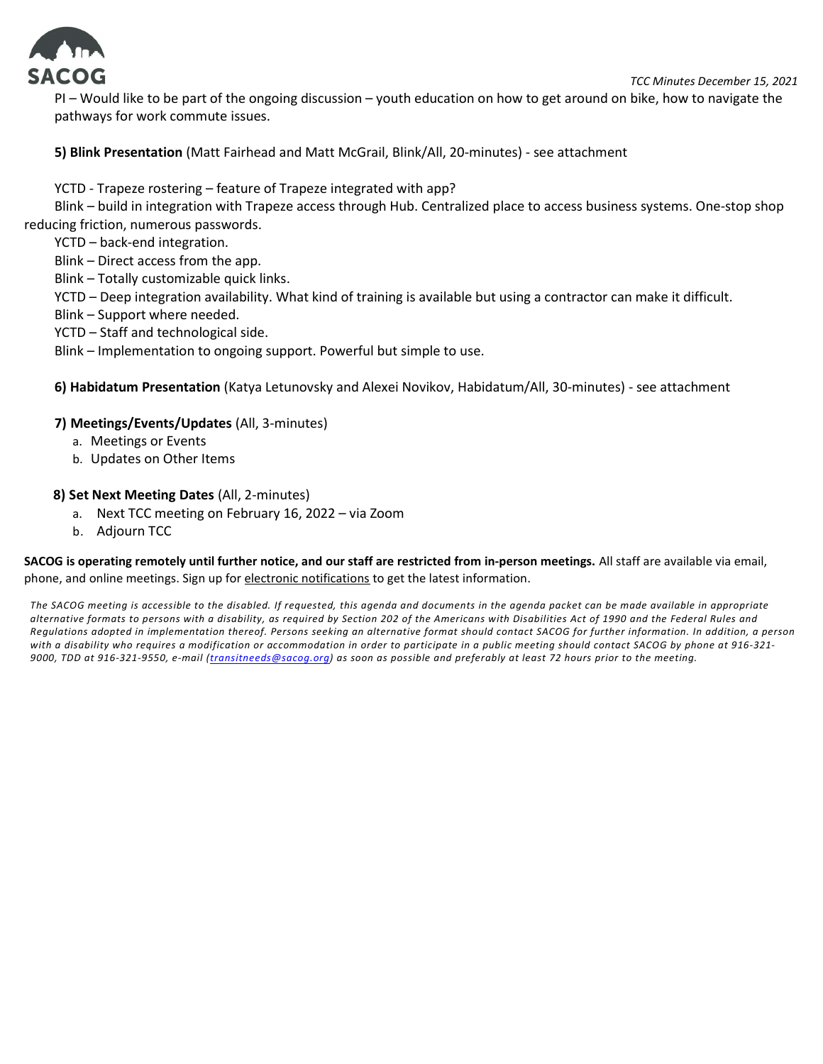PI – Would like to be part of the ongoing discussion – youth education on how to get around on bike, how to navigate the pathways for work commute issues.

**5) Blink Presentation** (Matt Fairhead and Matt McGrail, Blink/All, 20-minutes) - see attachment

YCTD - Trapeze rostering – feature of Trapeze integrated with app?

Blink – build in integration with Trapeze access through Hub. Centralized place to access business systems. One-stop shop reducing friction, numerous passwords.

YCTD – back-end integration.

Blink – Direct access from the app.

Blink – Totally customizable quick links.

YCTD – Deep integration availability. What kind of training is available but using a contractor can make it difficult.

Blink – Support where needed.

YCTD – Staff and technological side.

Blink – Implementation to ongoing support. Powerful but simple to use.

**6) Habidatum Presentation** (Katya Letunovsky and Alexei Novikov, Habidatum/All, 30-minutes) - see attachment

**7) Meetings/Events/Updates** (All, 3-minutes)

a. Meetings or Events
b. Updates on Other Items

**8) Set Next Meeting Dates** (All, 2-minutes)

a. Next TCC meeting on February 16, 2022 – via Zoom
b. Adjourn TCC

**SACOG is operating remotely until further notice, and our staff are restricted from in-person meetings.** All staff are available via email, phone, and online meetings. Sign up for electronic notifications to get the latest information.

*The SACOG meeting is accessible to the disabled. If requested, this agenda and documents in the agenda packet can be made available in appropriate alternative formats to persons with a disability, as required by Section 202 of the Americans with Disabilities Act of 1990 and the Federal Rules and Regulations adopted in implementation thereof. Persons seeking an alternative format should contact SACOG for further information. In addition, a person with a disability who requires a modification or accommodation in order to participate in a public meeting should contact SACOG by phone at 916-321-9000, TDD at 916-321-9550, e-mail (transitneeds@sacog.org) as soon as possible and preferably at least 72 hours prior to the meeting.*